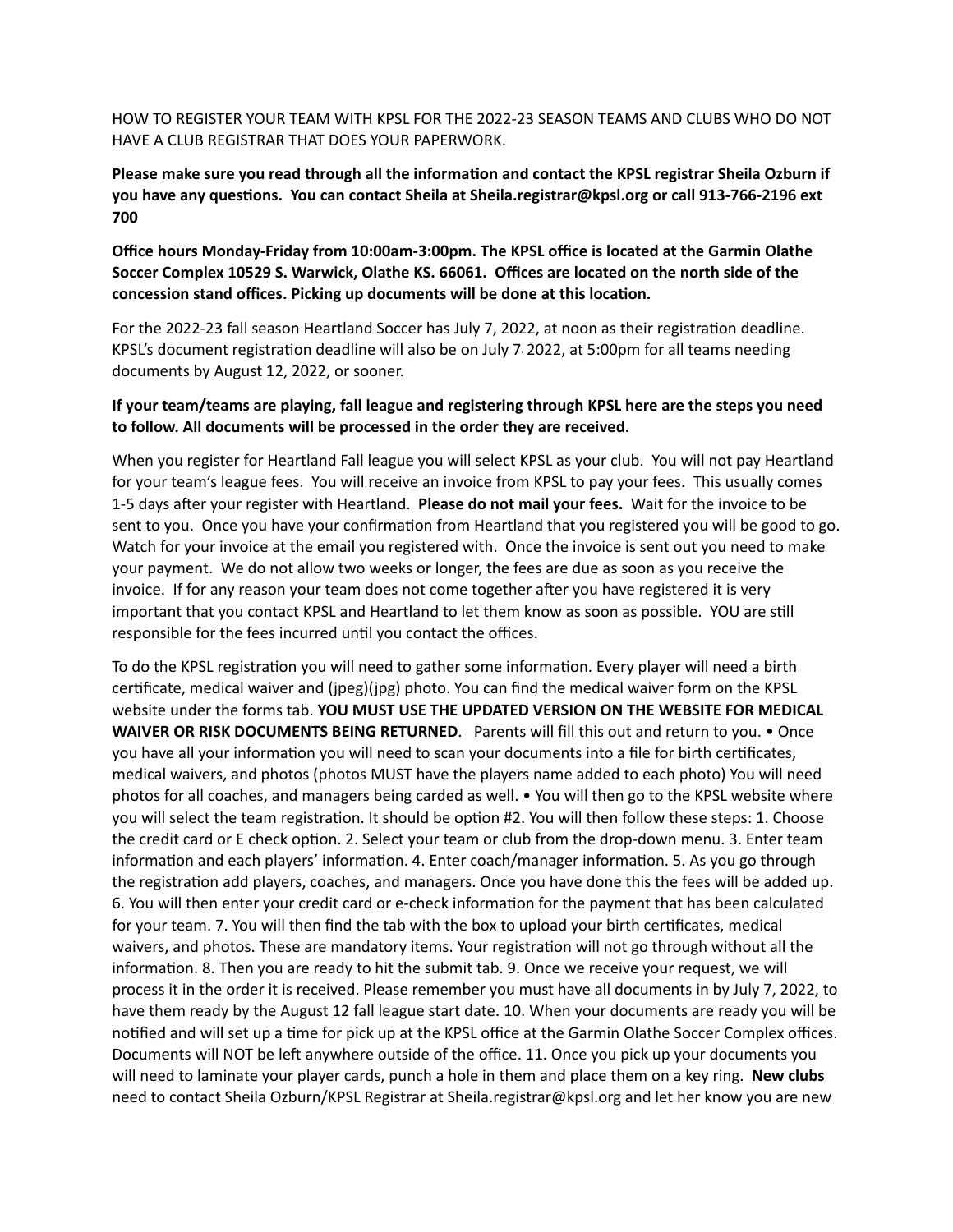HOW TO REGISTER YOUR TEAM WITH KPSL FOR THE 2022-23 SEASON TEAMS AND CLUBS WHO DO NOT HAVE A CLUB REGISTRAR THAT DOES YOUR PAPERWORK.

**Please make sure you read through all the information and contact the KPSL registrar Sheila Ozburn if you have any questions. You can contact Sheila at Sheila.registrar@kpsl.org or call 913-766-2196 ext 700**

**Office hours Monday-Friday from 10:00am-3:00pm. The KPSL office is located at the Garmin Olathe Soccer Complex 10529 S. Warwick, Olathe KS. 66061. Offices are located on the north side of the concession stand offices. Picking up documents will be done at this location.**

For the 2022-23 fall season Heartland Soccer has July 7, 2022, at noon as their registration deadline. KPSL's document registration deadline will also be on July 7, 2022, at 5:00pm for all teams needing documents by August 12, 2022, or sooner.

**If your team/teams are playing, fall league and registering through KPSL here are the steps you need to follow. All documents will be processed in the order they are received.**

When you register for Heartland Fall league you will select KPSL as your club. You will not pay Heartland for your team's league fees. You will receive an invoice from KPSL to pay your fees. This usually comes 1-5 days after your register with Heartland. **Please do not mail your fees.** Wait for the invoice to be sent to you. Once you have your confirmation from Heartland that you registered you will be good to go. Watch for your invoice at the email you registered with. Once the invoice is sent out you need to make your payment. We do not allow two weeks or longer, the fees are due as soon as you receive the invoice. If for any reason your team does not come together after you have registered it is very important that you contact KPSL and Heartland to let them know as soon as possible. YOU are still responsible for the fees incurred until you contact the offices.

To do the KPSL registration you will need to gather some information. Every player will need a birth certificate, medical waiver and (jpeg)(jpg) photo. You can find the medical waiver form on the KPSL website under the forms tab. **YOU MUST USE THE UPDATED VERSION ON THE WEBSITE FOR MEDICAL WAIVER OR RISK DOCUMENTS BEING RETURNED**. Parents will fill this out and return to you. • Once you have all your information you will need to scan your documents into a file for birth certificates, medical waivers, and photos (photos MUST have the players name added to each photo) You will need photos for all coaches, and managers being carded as well. • You will then go to the KPSL website where you will select the team registration. It should be option #2. You will then follow these steps: 1. Choose the credit card or E check option. 2. Select your team or club from the drop-down menu. 3. Enter team information and each players' information. 4. Enter coach/manager information. 5. As you go through the registration add players, coaches, and managers. Once you have done this the fees will be added up. 6. You will then enter your credit card or e-check information for the payment that has been calculated for your team. 7. You will then find the tab with the box to upload your birth certificates, medical waivers, and photos. These are mandatory items. Your registration will not go through without all the information. 8. Then you are ready to hit the submit tab. 9. Once we receive your request, we will process it in the order it is received. Please remember you must have all documents in by July 7, 2022, to have them ready by the August 12 fall league start date. 10. When your documents are ready you will be notified and will set up a time for pick up at the KPSL office at the Garmin Olathe Soccer Complex offices. Documents will NOT be left anywhere outside of the office. 11. Once you pick up your documents you will need to laminate your player cards, punch a hole in them and place them on a key ring. **New clubs** need to contact Sheila Ozburn/KPSL Registrar at Sheila.registrar@kpsl.org and let her know you are new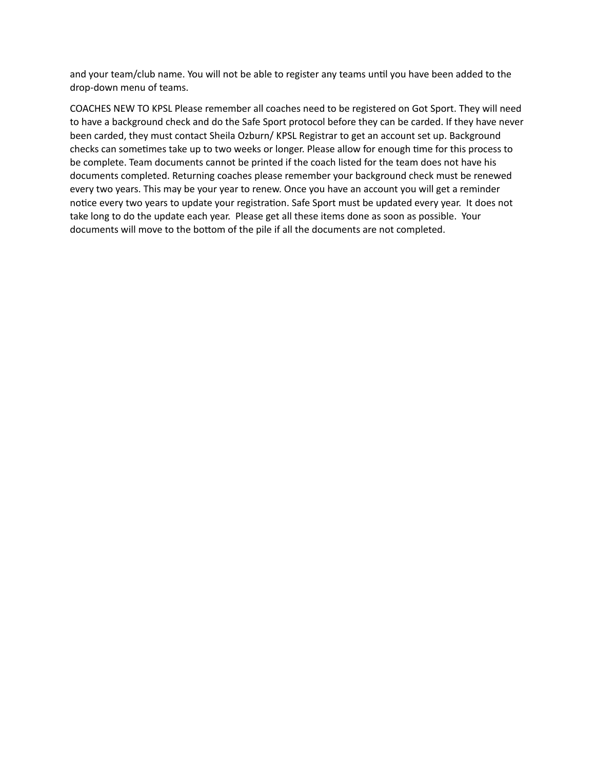and your team/club name. You will not be able to register any teams until you have been added to the drop-down menu of teams.

COACHES NEW TO KPSL Please remember all coaches need to be registered on Got Sport. They will need to have a background check and do the Safe Sport protocol before they can be carded. If they have never been carded, they must contact Sheila Ozburn/ KPSL Registrar to get an account set up. Background checks can sometimes take up to two weeks or longer. Please allow for enough time for this process to be complete. Team documents cannot be printed if the coach listed for the team does not have his documents completed. Returning coaches please remember your background check must be renewed every two years. This may be your year to renew. Once you have an account you will get a reminder notice every two years to update your registration. Safe Sport must be updated every year. It does not take long to do the update each year. Please get all these items done as soon as possible. Your documents will move to the bottom of the pile if all the documents are not completed.